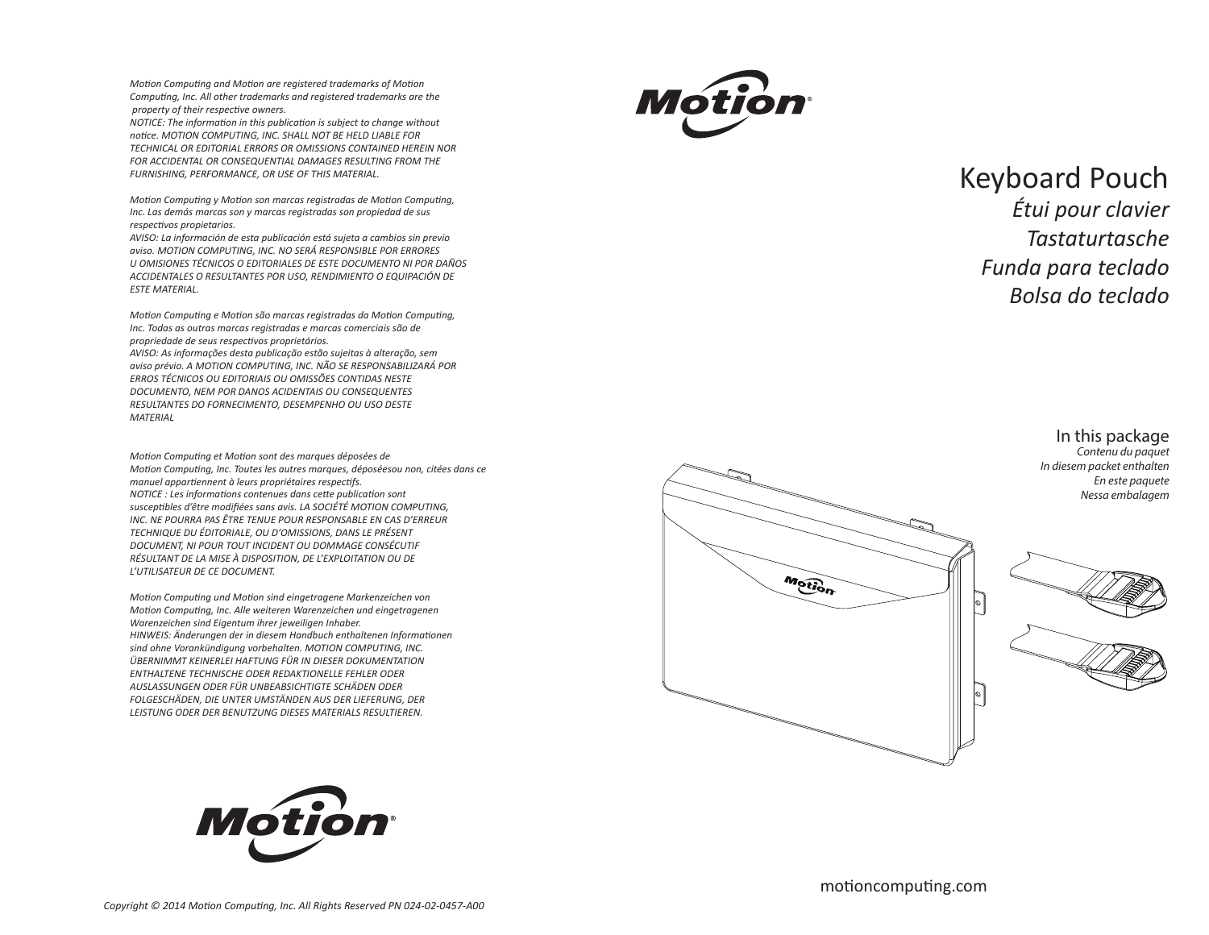*Motion Computing and Motion are registered trademarks of Motion Computing, Inc. All other trademarks and registered trademarks are the property of their respective owners.*
*NOTICE: The information in this publication is subject to change without notice. MOTION COMPUTING, INC. SHALL NOT BE HELD LIABLE FOR TECHNICAL OR EDITORIAL ERRORS OR OMISSIONS CONTAINED HEREIN NOR FOR ACCIDENTAL OR CONSEQUENTIAL DAMAGES RESULTING FROM THE FURNISHING, PERFORMANCE, OR USE OF THIS MATERIAL.*

*Motion Computing y Motion son marcas registradas de Motion Computing, Inc. Las demás marcas son y marcas registradas son propiedad de sus respectivos propietarios.*
*AVISO: La información de esta publicación está sujeta a cambios sin previo aviso. MOTION COMPUTING, INC. NO SERÁ RESPONSIBLE POR ERRORES U OMISIONES TÉCNICOS O EDITORIALES DE ESTE DOCUMENTO NI POR DAÑOS ACCIDENTALES O RESULTANTES POR USO, RENDIMIENTO O EQUIPACIÓN DE ESTE MATERIAL.*

*Motion Computing e Motion são marcas registradas da Motion Computing, Inc. Todas as outras marcas registradas e marcas comerciais são de propriedade de seus respectivos proprietários.*
*AVISO: As informações desta publicação estão sujeitas à alteração, sem aviso prévio. A MOTION COMPUTING, INC. NÃO SE RESPONSABILIZARÁ POR ERROS TÉCNICOS OU EDITORIAIS OU OMISSÕES CONTIDAS NESTE DOCUMENTO, NEM POR DANOS ACIDENTAIS OU CONSEQUENTES RESULTANTES DO FORNECIMENTO, DESEMPENHO OU USO DESTE MATERIAL*

*Motion Computing et Motion sont des marques déposées de Motion Computing, Inc. Toutes les autres marques, déposéesou non, citées dans ce manuel appartiennent à leurs propriétaires respectifs.*
*NOTICE : Les informations contenues dans cette publication sont susceptibles d'être modifiées sans avis. LA SOCIÉTÉ MOTION COMPUTING, INC. NE POURRA PAS ÊTRE TENUE POUR RESPONSABLE EN CAS D'ERREUR TECHNIQUE DU ÉDITORIALE, OU D'OMISSIONS, DANS LE PRÉSENT DOCUMENT, NI POUR TOUT INCIDENT OU DOMMAGE CONSÉCUTIF RÉSULTANT DE LA MISE À DISPOSITION, DE L'EXPLOITATION OU DE L'UTILISATEUR DE CE DOCUMENT.*

*Motion Computing und Motion sind eingetragene Markenzeichen von Motion Computing, Inc. Alle weiteren Warenzeichen und eingetragenen Warenzeichen sind Eigentum ihrer jeweiligen Inhaber.*
*HINWEIS: Änderungen der in diesem Handbuch enthaltenen Informationen sind ohne Vorankündigung vorbehalten. MOTION COMPUTING, INC. ÜBERNIMMT KEINERLEI HAFTUNG FÜR IN DIESER DOKUMENTATION ENTHALTENE TECHNISCHE ODER REDAKTIONELLE FEHLER ODER AUSLASSUNGEN ODER FÜR UNBEABSICHTIGTE SCHÄDEN ODER FOLGESCHÄDEN, DIE UNTER UMSTÄNDEN AUS DER LIEFERUNG, DER LEISTUNG ODER DER BENUTZUNG DIESES MATERIALS RESULTIEREN.*

*Copyright © 2014 Motion Computing, Inc. All Rights Reserved PN 024-02-0457-A00*

# Keyboard Pouch

*Étui pour clavier*
*Tastaturtasche*
*Funda para teclado*
*Bolsa do teclado*

## In this package

*Contenu du paquet*
*In diesem packet enthalten*
*En este paquete*
*Nessa embalagem*

motioncomputing.com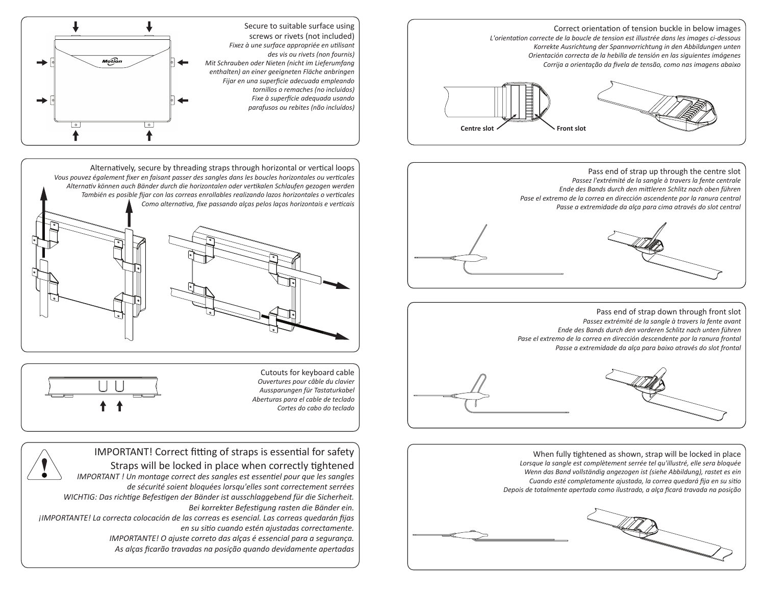Secure to suitable surface using screws or rivets (not included)

*Fixez à une surface appropriée en utilisant des vis ou rivets (non fournis)*

*Mit Schrauben oder Nieten (nicht im Lieferumfang enthalten) an einer geeigneten Fläche anbringen*

*Fijar en una superficie adecuada empleando tornillos o remaches (no incluidos)*

*Fixe à superfície adequada usando parafusos ou rebites (não incluídos)*

Alternatively, secure by threading straps through horizontal or vertical loops

*Vous pouvez également fixer en faisant passer des sangles dans les boucles horizontales ou verticales*

*Alternativ können auch Bänder durch die horizontalen oder vertikalen Schlaufen gezogen werden*

*También es posible fijar con las correas enrollables realizando lazos horizontales o verticales*

*Como alternativa, fixe passando alças pelos laços horizontais e verticais*

Cutouts for keyboard cable

*Ouvertures pour câble du clavier*

*Aussparungen für Tastaturkabel*

*Aberturas para el cable de teclado*

*Cortes do cabo do teclado*

IMPORTANT! Correct fitting of straps is essential for safety
Straps will be locked in place when correctly tightened

*IMPORTANT ! Un montage correct des sangles est essentiel pour que les sangles de sécurité soient bloquées lorsqu'elles sont correctement serrées*

*WICHTIG: Das richtige Befestigen der Bänder ist ausschlaggebend für die Sicherheit. Bei korrekter Befestigung rasten die Bänder ein.*

*¡IMPORTANTE! La correcta colocación de las correas es esencial. Las correas quedarán fijas en su sitio cuando estén ajustadas correctamente.*

*IMPORTANTE! O ajuste correto das alças é essencial para a segurança. As alças ficarão travadas na posição quando devidamente apertadas*

Correct orientation of tension buckle in below images

*L'orientation correcte de la boucle de tension est illustrée dans les images ci-dessous*

*Korrekte Ausrichtung der Spannvorrichtung in den Abbildungen unten*

*Orientación correcta de la hebilla de tensión en las siguientes imágenes*

*Corrija a orientação da fivela de tensão, como nas imagens abaixo*

Centre slot

Front slot

Pass end of strap up through the centre slot

*Passez l'extrémité de la sangle à travers la fente centrale*

*Ende des Bands durch den mittleren Schlitz nach oben führen*

*Pase el extremo de la correa en dirección ascendente por la ranura central*

*Passe a extremidade da alça para cima através do slot central*

Pass end of strap down through front slot

*Passez extrémité de la sangle à travers la fente avant*

*Ende des Bands durch den vorderen Schlitz nach unten führen*

*Pase el extremo de la correa en dirección descendente por la ranura frontal*

*Passe a extremidade da alça para baixo através do slot frontal*

When fully tightened as shown, strap will be locked in place

*Lorsque la sangle est complètement serrée tel qu'illustré, elle sera bloquée*

*Wenn das Band vollständig angezogen ist (siehe Abbildung), rastet es ein*

*Cuando esté completamente ajustada, la correa quedará fija en su sitio*

*Depois de totalmente apertada como ilustrado, a alça ficará travada na posição*